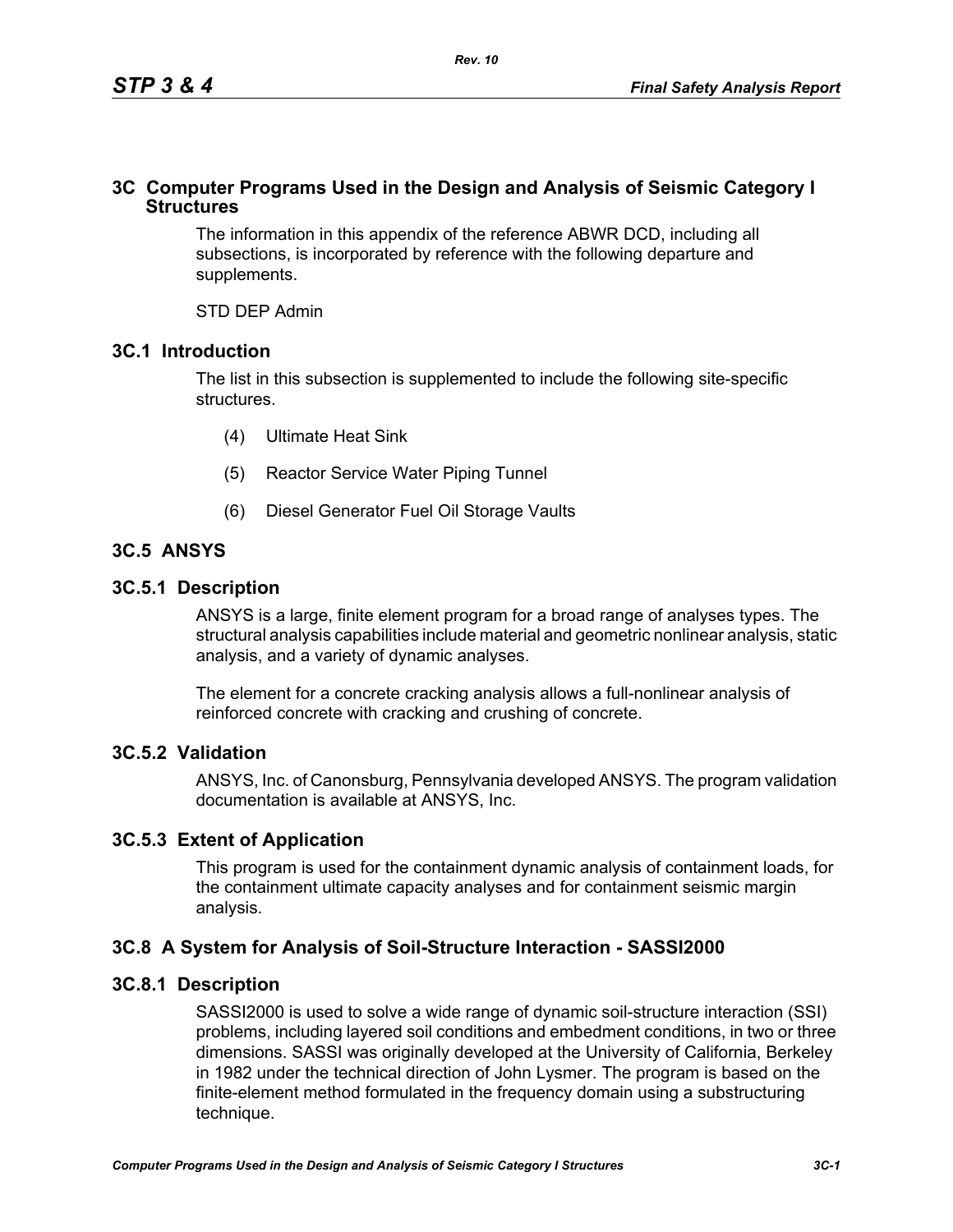# 3C Computer Programs Used in the Design and Analysis of Seismic Category I Structures

The information in this appendix of the reference ABWR DCD, including all subsections, is incorporated by reference with the following departure and supplements.

STD DEP Admin

## 3C.1 Introduction

The list in this subsection is supplemented to include the following site-specific structures.

(4) Ultimate Heat Sink

(5) Reactor Service Water Piping Tunnel

(6) Diesel Generator Fuel Oil Storage Vaults

## 3C.5 ANSYS

### 3C.5.1 Description

ANSYS is a large, finite element program for a broad range of analyses types. The structural analysis capabilities include material and geometric nonlinear analysis, static analysis, and a variety of dynamic analyses.

The element for a concrete cracking analysis allows a full-nonlinear analysis of reinforced concrete with cracking and crushing of concrete.

### 3C.5.2 Validation

ANSYS, Inc. of Canonsburg, Pennsylvania developed ANSYS. The program validation documentation is available at ANSYS, Inc.

### 3C.5.3 Extent of Application

This program is used for the containment dynamic analysis of containment loads, for the containment ultimate capacity analyses and for containment seismic margin analysis.

## 3C.8 A System for Analysis of Soil-Structure Interaction - SASSI2000

### 3C.8.1 Description

SASSI2000 is used to solve a wide range of dynamic soil-structure interaction (SSI) problems, including layered soil conditions and embedment conditions, in two or three dimensions. SASSI was originally developed at the University of California, Berkeley in 1982 under the technical direction of John Lysmer. The program is based on the finite-element method formulated in the frequency domain using a substructuring technique.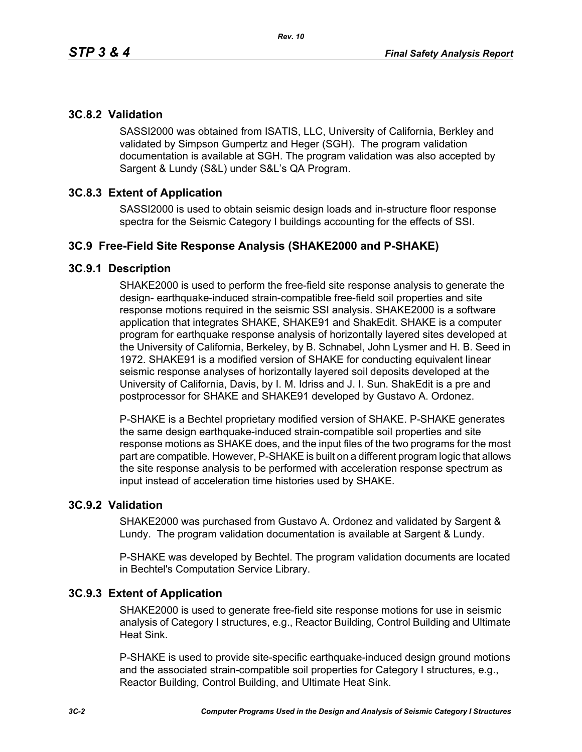### 3C.8.2 Validation

SASSI2000 was obtained from ISATIS, LLC, University of California, Berkley and validated by Simpson Gumpertz and Heger (SGH). The program validation documentation is available at SGH. The program validation was also accepted by Sargent & Lundy (S&L) under S&L's QA Program.

### 3C.8.3 Extent of Application

SASSI2000 is used to obtain seismic design loads and in-structure floor response spectra for the Seismic Category I buildings accounting for the effects of SSI.

## 3C.9 Free-Field Site Response Analysis (SHAKE2000 and P-SHAKE)

### 3C.9.1 Description

SHAKE2000 is used to perform the free-field site response analysis to generate the design- earthquake-induced strain-compatible free-field soil properties and site response motions required in the seismic SSI analysis. SHAKE2000 is a software application that integrates SHAKE, SHAKE91 and ShakEdit. SHAKE is a computer program for earthquake response analysis of horizontally layered sites developed at the University of California, Berkeley, by B. Schnabel, John Lysmer and H. B. Seed in 1972. SHAKE91 is a modified version of SHAKE for conducting equivalent linear seismic response analyses of horizontally layered soil deposits developed at the University of California, Davis, by I. M. Idriss and J. I. Sun. ShakEdit is a pre and postprocessor for SHAKE and SHAKE91 developed by Gustavo A. Ordonez.

P-SHAKE is a Bechtel proprietary modified version of SHAKE. P-SHAKE generates the same design earthquake-induced strain-compatible soil properties and site response motions as SHAKE does, and the input files of the two programs for the most part are compatible. However, P-SHAKE is built on a different program logic that allows the site response analysis to be performed with acceleration response spectrum as input instead of acceleration time histories used by SHAKE.

### 3C.9.2 Validation

SHAKE2000 was purchased from Gustavo A. Ordonez and validated by Sargent & Lundy. The program validation documentation is available at Sargent & Lundy.

P-SHAKE was developed by Bechtel. The program validation documents are located in Bechtel's Computation Service Library.

### 3C.9.3 Extent of Application

SHAKE2000 is used to generate free-field site response motions for use in seismic analysis of Category I structures, e.g., Reactor Building, Control Building and Ultimate Heat Sink.

P-SHAKE is used to provide site-specific earthquake-induced design ground motions and the associated strain-compatible soil properties for Category I structures, e.g., Reactor Building, Control Building, and Ultimate Heat Sink.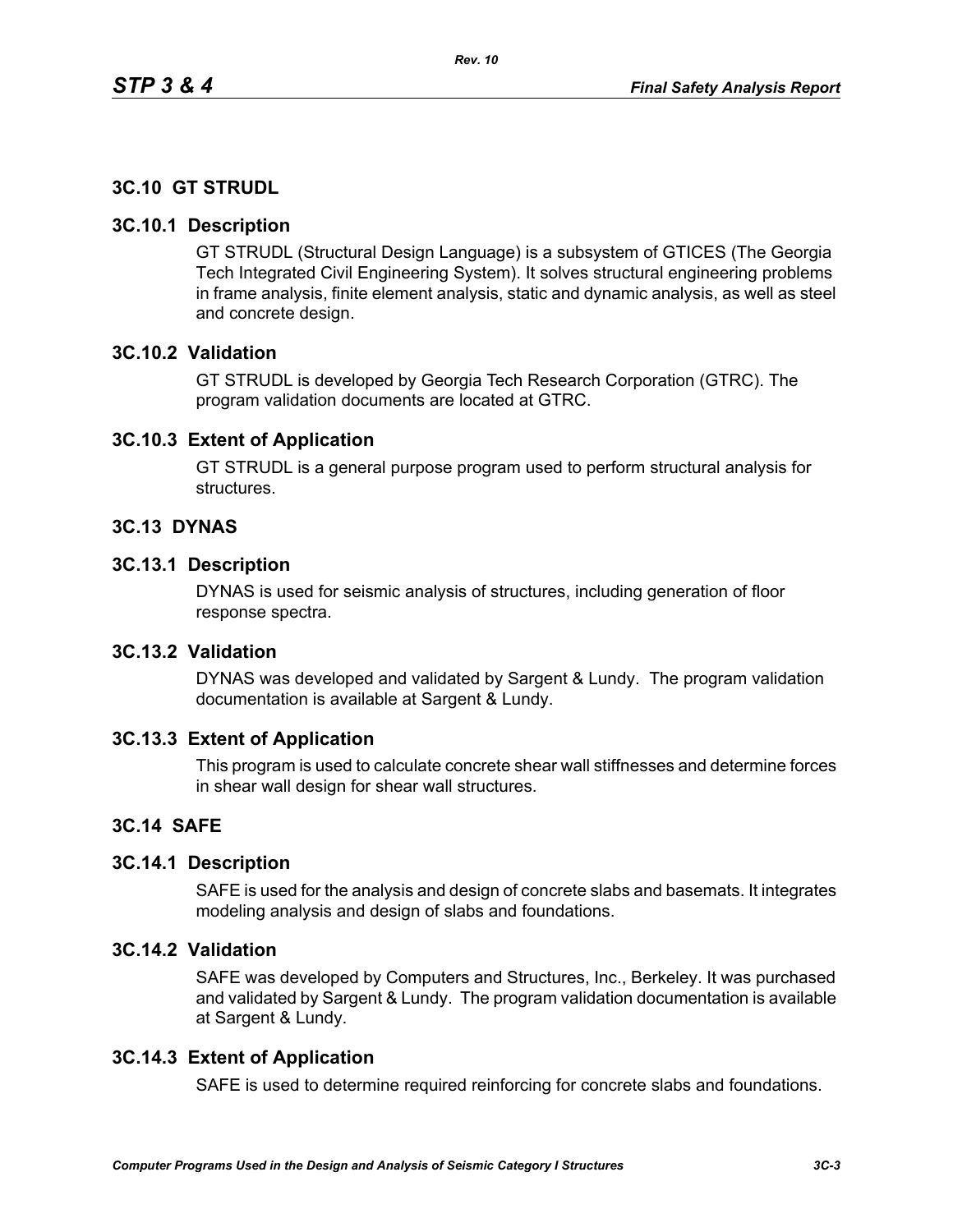## 3C.10 GT STRUDL

### 3C.10.1 Description

GT STRUDL (Structural Design Language) is a subsystem of GTICES (The Georgia Tech Integrated Civil Engineering System). It solves structural engineering problems in frame analysis, finite element analysis, static and dynamic analysis, as well as steel and concrete design.

### 3C.10.2 Validation

GT STRUDL is developed by Georgia Tech Research Corporation (GTRC). The program validation documents are located at GTRC.

### 3C.10.3 Extent of Application

GT STRUDL is a general purpose program used to perform structural analysis for structures.

## 3C.13 DYNAS

### 3C.13.1 Description

DYNAS is used for seismic analysis of structures, including generation of floor response spectra.

### 3C.13.2 Validation

DYNAS was developed and validated by Sargent & Lundy. The program validation documentation is available at Sargent & Lundy.

### 3C.13.3 Extent of Application

This program is used to calculate concrete shear wall stiffnesses and determine forces in shear wall design for shear wall structures.

## 3C.14 SAFE

### 3C.14.1 Description

SAFE is used for the analysis and design of concrete slabs and basemats. It integrates modeling analysis and design of slabs and foundations.

### 3C.14.2 Validation

SAFE was developed by Computers and Structures, Inc., Berkeley. It was purchased and validated by Sargent & Lundy. The program validation documentation is available at Sargent & Lundy.

### 3C.14.3 Extent of Application

SAFE is used to determine required reinforcing for concrete slabs and foundations.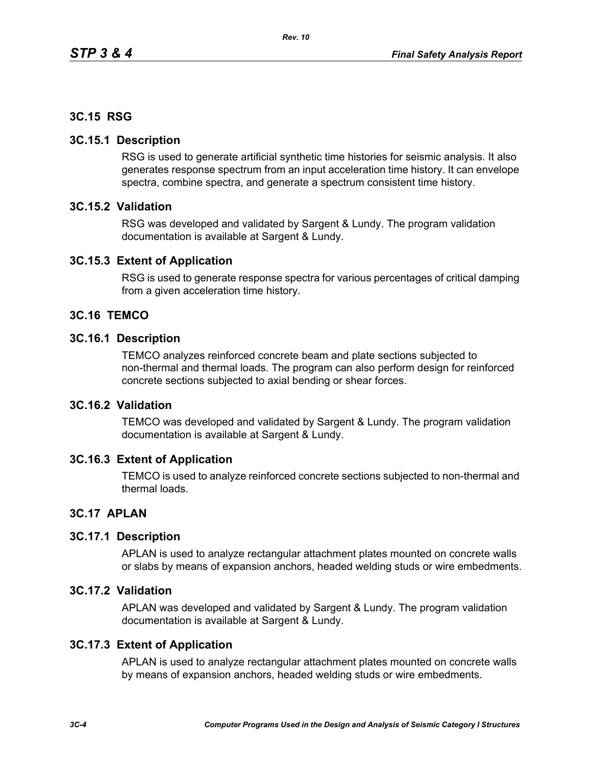## 3C.15 RSG

### 3C.15.1 Description

RSG is used to generate artificial synthetic time histories for seismic analysis. It also generates response spectrum from an input acceleration time history. It can envelope spectra, combine spectra, and generate a spectrum consistent time history.

### 3C.15.2 Validation

RSG was developed and validated by Sargent & Lundy. The program validation documentation is available at Sargent & Lundy.

### 3C.15.3 Extent of Application

RSG is used to generate response spectra for various percentages of critical damping from a given acceleration time history.

## 3C.16 TEMCO

### 3C.16.1 Description

TEMCO analyzes reinforced concrete beam and plate sections subjected to non-thermal and thermal loads. The program can also perform design for reinforced concrete sections subjected to axial bending or shear forces.

### 3C.16.2 Validation

TEMCO was developed and validated by Sargent & Lundy. The program validation documentation is available at Sargent & Lundy.

### 3C.16.3 Extent of Application

TEMCO is used to analyze reinforced concrete sections subjected to non-thermal and thermal loads.

## 3C.17 APLAN

### 3C.17.1 Description

APLAN is used to analyze rectangular attachment plates mounted on concrete walls or slabs by means of expansion anchors, headed welding studs or wire embedments.

### 3C.17.2 Validation

APLAN was developed and validated by Sargent & Lundy. The program validation documentation is available at Sargent & Lundy.

### 3C.17.3 Extent of Application

APLAN is used to analyze rectangular attachment plates mounted on concrete walls by means of expansion anchors, headed welding studs or wire embedments.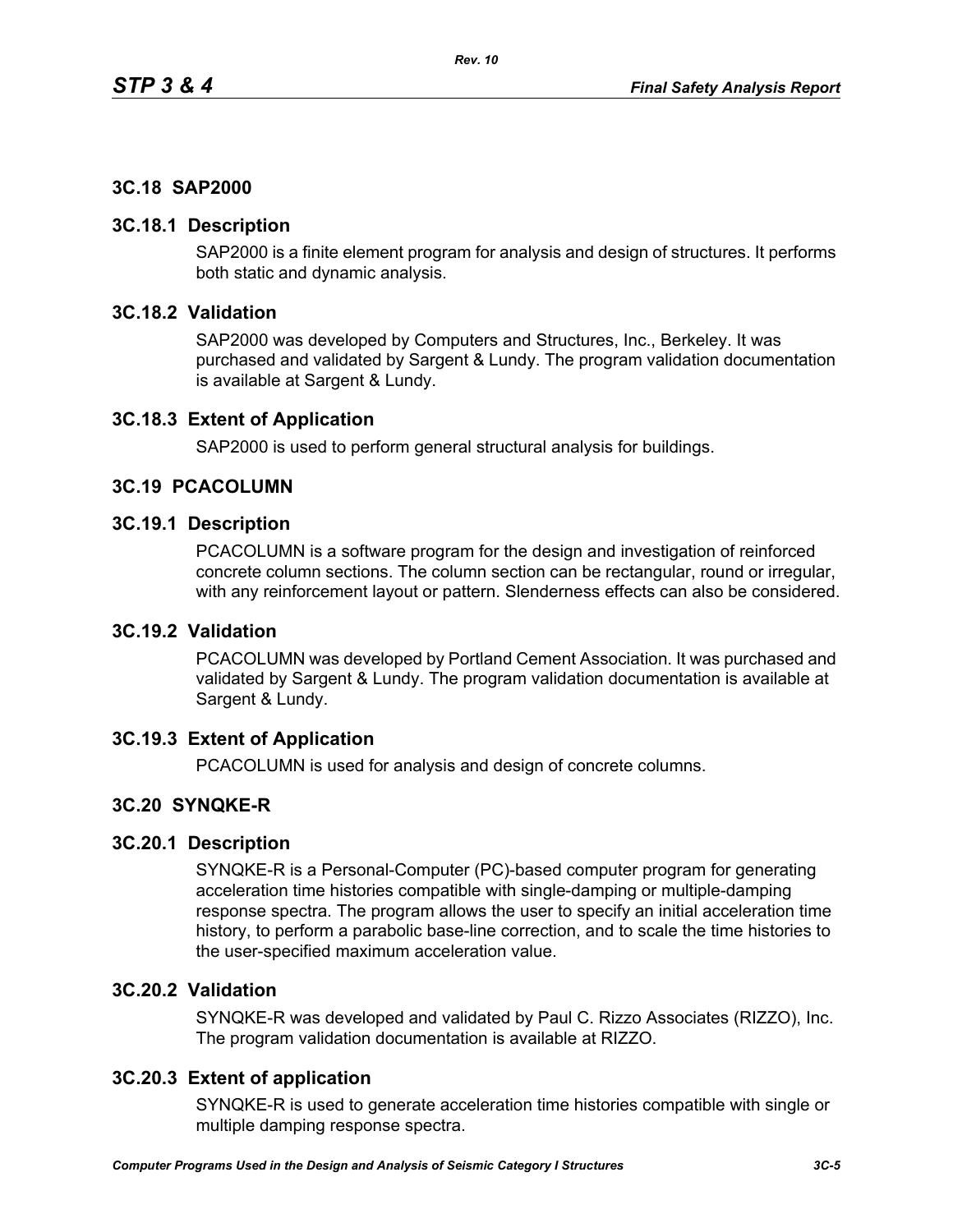### 3C.18 SAP2000

### 3C.18.1 Description

SAP2000 is a finite element program for analysis and design of structures. It performs both static and dynamic analysis.

### 3C.18.2 Validation

SAP2000 was developed by Computers and Structures, Inc., Berkeley. It was purchased and validated by Sargent & Lundy. The program validation documentation is available at Sargent & Lundy.

### 3C.18.3 Extent of Application

SAP2000 is used to perform general structural analysis for buildings.

### 3C.19 PCACOLUMN

### 3C.19.1 Description

PCACOLUMN is a software program for the design and investigation of reinforced concrete column sections. The column section can be rectangular, round or irregular, with any reinforcement layout or pattern. Slenderness effects can also be considered.

### 3C.19.2 Validation

PCACOLUMN was developed by Portland Cement Association. It was purchased and validated by Sargent & Lundy. The program validation documentation is available at Sargent & Lundy.

### 3C.19.3 Extent of Application

PCACOLUMN is used for analysis and design of concrete columns.

### 3C.20 SYNQKE-R

### 3C.20.1 Description

SYNQKE-R is a Personal-Computer (PC)-based computer program for generating acceleration time histories compatible with single-damping or multiple-damping response spectra. The program allows the user to specify an initial acceleration time history, to perform a parabolic base-line correction, and to scale the time histories to the user-specified maximum acceleration value.

### 3C.20.2 Validation

SYNQKE-R was developed and validated by Paul C. Rizzo Associates (RIZZO), Inc. The program validation documentation is available at RIZZO.

### 3C.20.3 Extent of application

SYNQKE-R is used to generate acceleration time histories compatible with single or multiple damping response spectra.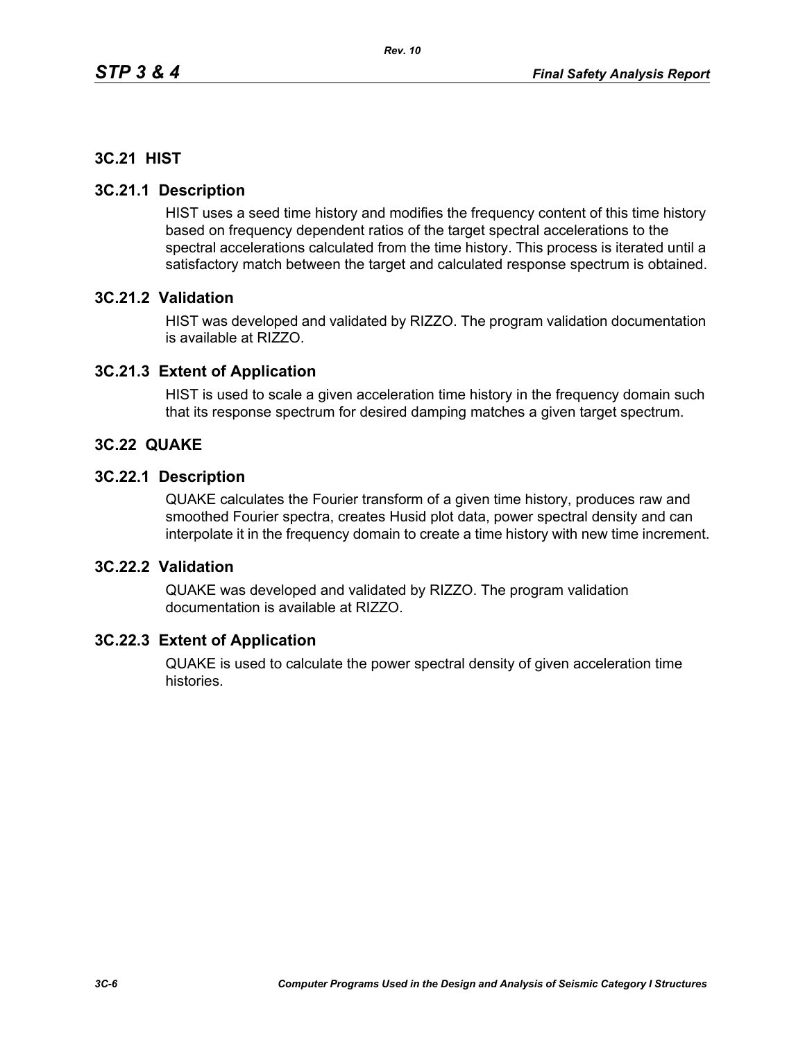## 3C.21 HIST

### 3C.21.1 Description

HIST uses a seed time history and modifies the frequency content of this time history based on frequency dependent ratios of the target spectral accelerations to the spectral accelerations calculated from the time history. This process is iterated until a satisfactory match between the target and calculated response spectrum is obtained.

### 3C.21.2 Validation

HIST was developed and validated by RIZZO. The program validation documentation is available at RIZZO.

### 3C.21.3 Extent of Application

HIST is used to scale a given acceleration time history in the frequency domain such that its response spectrum for desired damping matches a given target spectrum.

## 3C.22 QUAKE

### 3C.22.1 Description

QUAKE calculates the Fourier transform of a given time history, produces raw and smoothed Fourier spectra, creates Husid plot data, power spectral density and can interpolate it in the frequency domain to create a time history with new time increment.

### 3C.22.2 Validation

QUAKE was developed and validated by RIZZO. The program validation documentation is available at RIZZO.

### 3C.22.3 Extent of Application

QUAKE is used to calculate the power spectral density of given acceleration time histories.